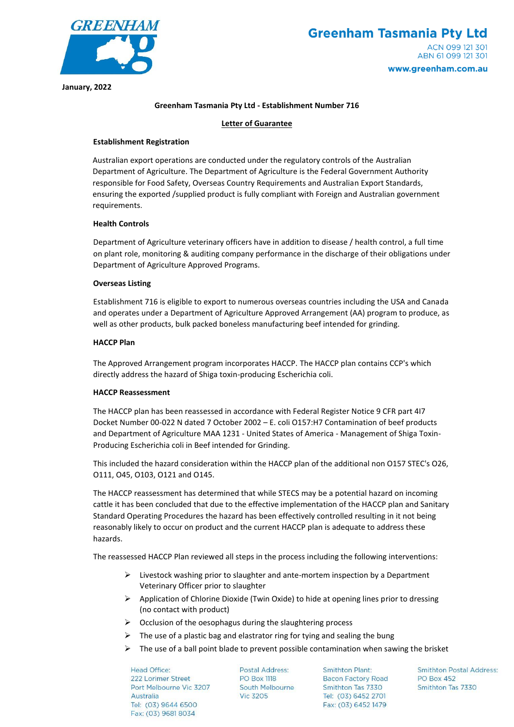GREENHAM

**Greenham Tasmania Pty Ltd**

ACN 099 121 301
ABN 61 099 121 301

**www.greenham.com.au**

**January, 2022**

**Greenham Tasmania Pty Ltd - Establishment Number 716**

**Letter of Guarantee**

### Establishment Registration

Australian export operations are conducted under the regulatory controls of the Australian Department of Agriculture. The Department of Agriculture is the Federal Government Authority responsible for Food Safety, Overseas Country Requirements and Australian Export Standards, ensuring the exported /supplied product is fully compliant with Foreign and Australian government requirements.

### Health Controls

Department of Agriculture veterinary officers have in addition to disease / health control, a full time on plant role, monitoring & auditing company performance in the discharge of their obligations under Department of Agriculture Approved Programs.

### Overseas Listing

Establishment 716 is eligible to export to numerous overseas countries including the USA and Canada and operates under a Department of Agriculture Approved Arrangement (AA) program to produce, as well as other products, bulk packed boneless manufacturing beef intended for grinding.

### HACCP Plan

The Approved Arrangement program incorporates HACCP. The HACCP plan contains CCP's which directly address the hazard of Shiga toxin-producing Escherichia coli.

### HACCP Reassessment

The HACCP plan has been reassessed in accordance with Federal Register Notice 9 CFR part 4l7 Docket Number 00-022 N dated 7 October 2002 – E. coli O157:H7 Contamination of beef products and Department of Agriculture MAA 1231 - United States of America - Management of Shiga Toxin-Producing Escherichia coli in Beef intended for Grinding.

This included the hazard consideration within the HACCP plan of the additional non O157 STEC's O26, O111, O45, O103, O121 and O145.

The HACCP reassessment has determined that while STECS may be a potential hazard on incoming cattle it has been concluded that due to the effective implementation of the HACCP plan and Sanitary Standard Operating Procedures the hazard has been effectively controlled resulting in it not being reasonably likely to occur on product and the current HACCP plan is adequate to address these hazards.

The reassessed HACCP Plan reviewed all steps in the process including the following interventions:

- Livestock washing prior to slaughter and ante-mortem inspection by a Department Veterinary Officer prior to slaughter
- Application of Chlorine Dioxide (Twin Oxide) to hide at opening lines prior to dressing (no contact with product)
- Occlusion of the oesophagus during the slaughtering process
- The use of a plastic bag and elastrator ring for tying and sealing the bung
- The use of a ball point blade to prevent possible contamination when sawing the brisket

Head Office:
222 Lorimer Street
Port Melbourne Vic 3207
Australia
Tel: (03) 9644 6500
Fax: (03) 9681 8034

Postal Address:
PO Box 1118
South Melbourne
Vic 3205

Smithton Plant:
Bacon Factory Road
Smithton Tas 7330
Tel: (03) 6452 2701
Fax: (03) 6452 1479

Smithton Postal Address:
PO Box 452
Smithton Tas 7330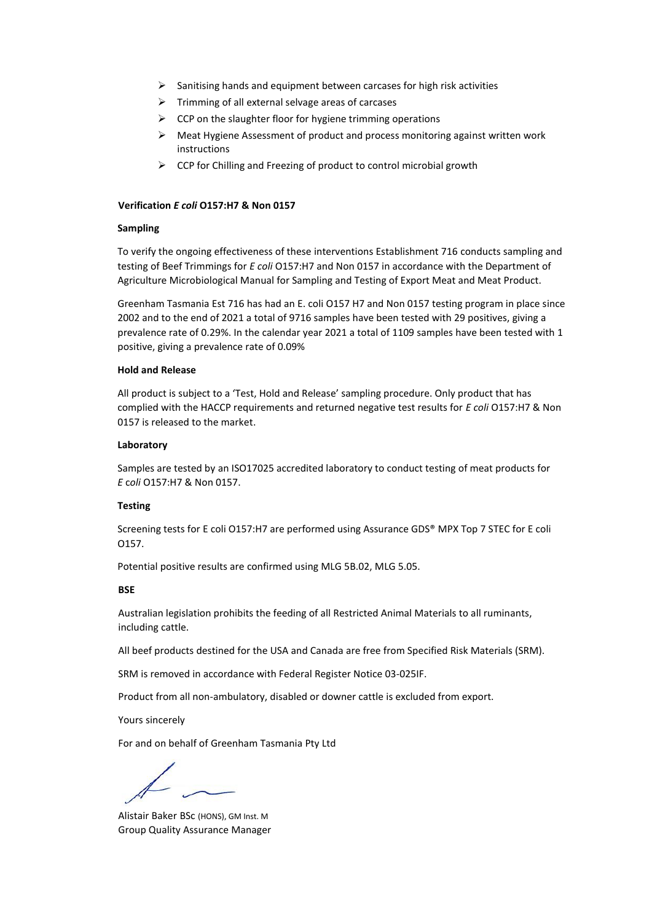- Sanitising hands and equipment between carcases for high risk activities
- Trimming of all external selvage areas of carcases
- CCP on the slaughter floor for hygiene trimming operations
- Meat Hygiene Assessment of product and process monitoring against written work instructions
- CCP for Chilling and Freezing of product to control microbial growth

**Verification *E coli* O157:H7 & Non 0157**

**Sampling**

To verify the ongoing effectiveness of these interventions Establishment 716 conducts sampling and testing of Beef Trimmings for *E coli* O157:H7 and Non 0157 in accordance with the Department of Agriculture Microbiological Manual for Sampling and Testing of Export Meat and Meat Product.

Greenham Tasmania Est 716 has had an E. coli O157 H7 and Non 0157 testing program in place since 2002 and to the end of 2021 a total of 9716 samples have been tested with 29 positives, giving a prevalence rate of 0.29%. In the calendar year 2021 a total of 1109 samples have been tested with 1 positive, giving a prevalence rate of 0.09%

**Hold and Release**

All product is subject to a 'Test, Hold and Release' sampling procedure. Only product that has complied with the HACCP requirements and returned negative test results for *E coli* O157:H7 & Non 0157 is released to the market.

**Laboratory**

Samples are tested by an ISO17025 accredited laboratory to conduct testing of meat products for *E coli* O157:H7 & Non 0157.

**Testing**

Screening tests for E coli O157:H7 are performed using Assurance GDS® MPX Top 7 STEC for E coli O157.

Potential positive results are confirmed using MLG 5B.02, MLG 5.05.

**BSE**

Australian legislation prohibits the feeding of all Restricted Animal Materials to all ruminants, including cattle.

All beef products destined for the USA and Canada are free from Specified Risk Materials (SRM).

SRM is removed in accordance with Federal Register Notice 03-025IF.

Product from all non-ambulatory, disabled or downer cattle is excluded from export.

Yours sincerely

For and on behalf of Greenham Tasmania Pty Ltd

Alistair Baker BSc (HONS), GM Inst. M
Group Quality Assurance Manager